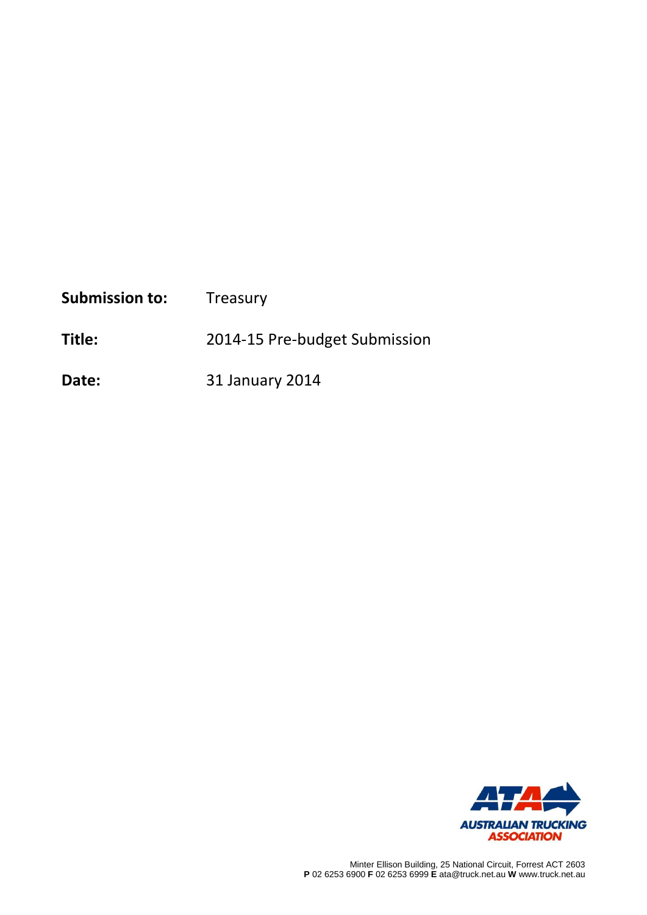**Submission to:** Treasury

**Title:** 2014-15 Pre-budget Submission

**Date:** 31 January 2014

AUSTRALIAN TRUCKING ASSOCIATION

Minter Ellison Building, 25 National Circuit, Forrest ACT 2603
**P** 02 6253 6900 **F** 02 6253 6999 **E** ata@truck.net.au **W** www.truck.net.au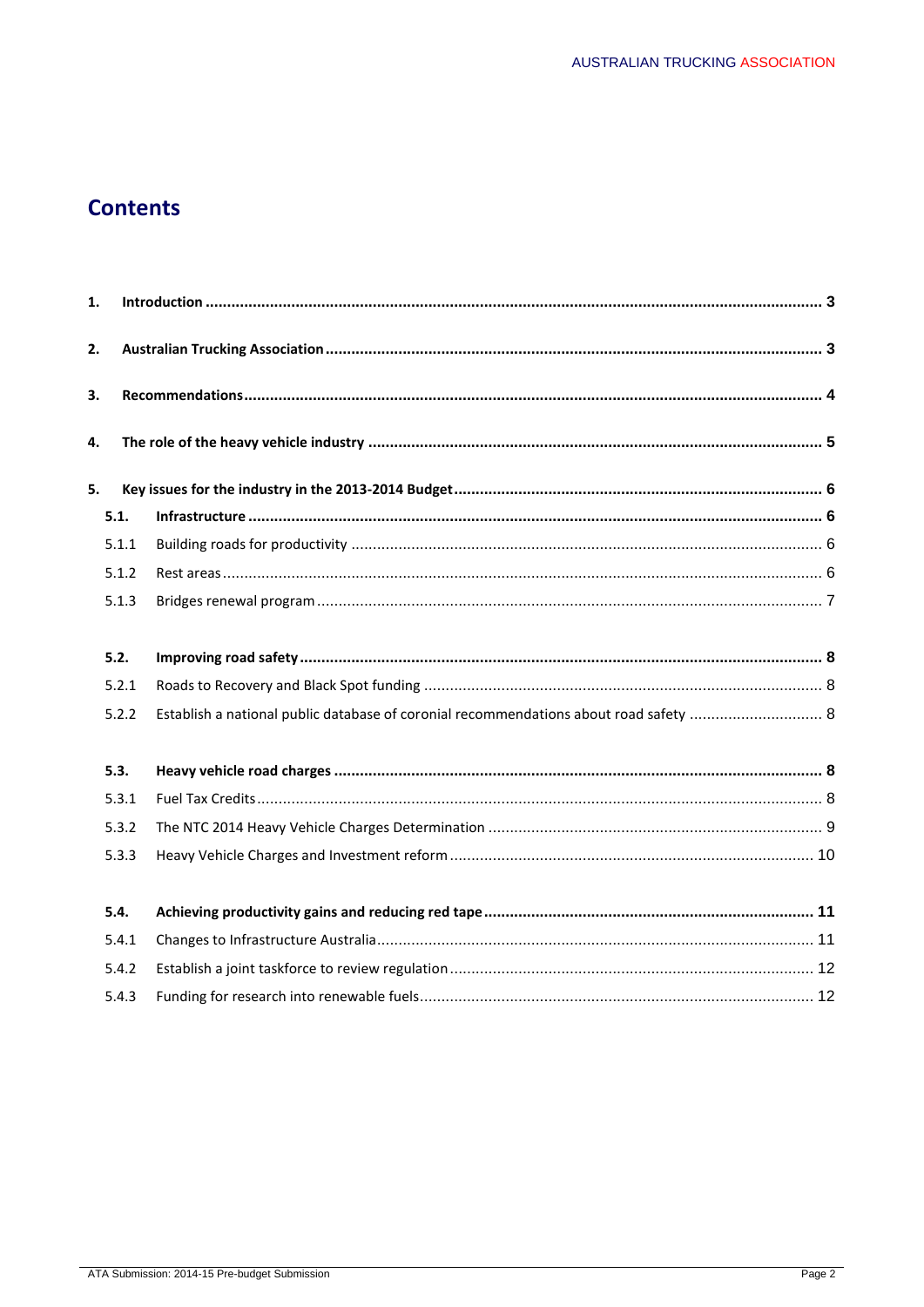# Contents

**1. Introduction** ..... **3**

**2. Australian Trucking Association** ..... **3**

**3. Recommendations** ..... **4**

**4. The role of the heavy vehicle industry** ..... **5**

**5. Key issues for the industry in the 2013-2014 Budget** ..... **6**

- **5.1. Infrastructure** ..... **6**
  - 5.1.1 Building roads for productivity ..... 6
  - 5.1.2 Rest areas ..... 6
  - 5.1.3 Bridges renewal program ..... 7

- **5.2. Improving road safety** ..... **8**
  - 5.2.1 Roads to Recovery and Black Spot funding ..... 8
  - 5.2.2 Establish a national public database of coronial recommendations about road safety ..... 8

- **5.3. Heavy vehicle road charges** ..... **8**
  - 5.3.1 Fuel Tax Credits ..... 8
  - 5.3.2 The NTC 2014 Heavy Vehicle Charges Determination ..... 9
  - 5.3.3 Heavy Vehicle Charges and Investment reform ..... 10

- **5.4. Achieving productivity gains and reducing red tape** ..... **11**
  - 5.4.1 Changes to Infrastructure Australia ..... 11
  - 5.4.2 Establish a joint taskforce to review regulation ..... 12
  - 5.4.3 Funding for research into renewable fuels ..... 12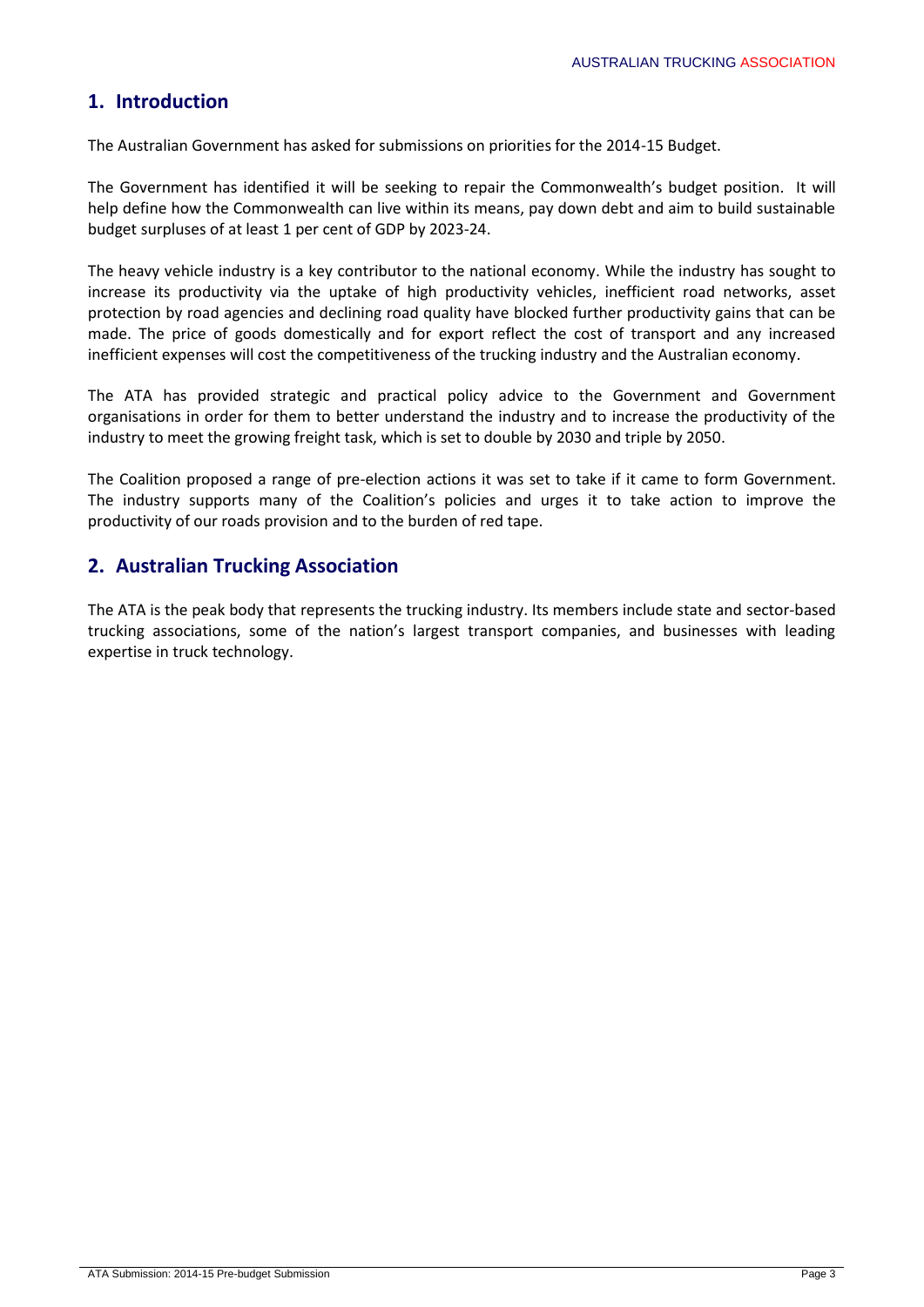## 1. Introduction

The Australian Government has asked for submissions on priorities for the 2014-15 Budget.

The Government has identified it will be seeking to repair the Commonwealth's budget position. It will help define how the Commonwealth can live within its means, pay down debt and aim to build sustainable budget surpluses of at least 1 per cent of GDP by 2023-24.

The heavy vehicle industry is a key contributor to the national economy. While the industry has sought to increase its productivity via the uptake of high productivity vehicles, inefficient road networks, asset protection by road agencies and declining road quality have blocked further productivity gains that can be made. The price of goods domestically and for export reflect the cost of transport and any increased inefficient expenses will cost the competitiveness of the trucking industry and the Australian economy.

The ATA has provided strategic and practical policy advice to the Government and Government organisations in order for them to better understand the industry and to increase the productivity of the industry to meet the growing freight task, which is set to double by 2030 and triple by 2050.

The Coalition proposed a range of pre-election actions it was set to take if it came to form Government. The industry supports many of the Coalition's policies and urges it to take action to improve the productivity of our roads provision and to the burden of red tape.

## 2. Australian Trucking Association

The ATA is the peak body that represents the trucking industry. Its members include state and sector-based trucking associations, some of the nation's largest transport companies, and businesses with leading expertise in truck technology.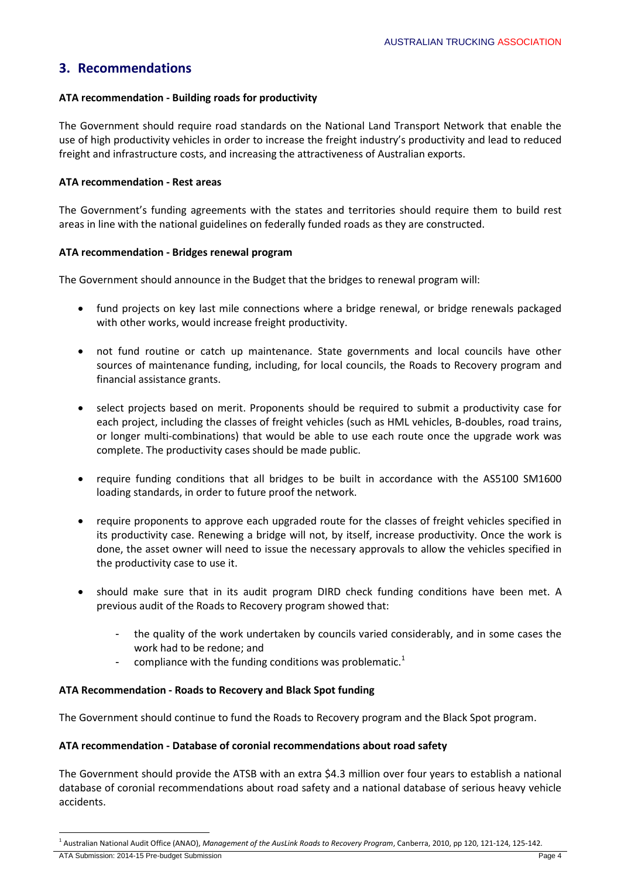## 3. Recommendations

**ATA recommendation - Building roads for productivity**

The Government should require road standards on the National Land Transport Network that enable the use of high productivity vehicles in order to increase the freight industry's productivity and lead to reduced freight and infrastructure costs, and increasing the attractiveness of Australian exports.

**ATA recommendation - Rest areas**

The Government's funding agreements with the states and territories should require them to build rest areas in line with the national guidelines on federally funded roads as they are constructed.

**ATA recommendation - Bridges renewal program**

The Government should announce in the Budget that the bridges to renewal program will:

- fund projects on key last mile connections where a bridge renewal, or bridge renewals packaged with other works, would increase freight productivity.
- not fund routine or catch up maintenance. State governments and local councils have other sources of maintenance funding, including, for local councils, the Roads to Recovery program and financial assistance grants.
- select projects based on merit. Proponents should be required to submit a productivity case for each project, including the classes of freight vehicles (such as HML vehicles, B-doubles, road trains, or longer multi-combinations) that would be able to use each route once the upgrade work was complete. The productivity cases should be made public.
- require funding conditions that all bridges to be built in accordance with the AS5100 SM1600 loading standards, in order to future proof the network.
- require proponents to approve each upgraded route for the classes of freight vehicles specified in its productivity case. Renewing a bridge will not, by itself, increase productivity. Once the work is done, the asset owner will need to issue the necessary approvals to allow the vehicles specified in the productivity case to use it.
- should make sure that in its audit program DIRD check funding conditions have been met. A previous audit of the Roads to Recovery program showed that:
  - the quality of the work undertaken by councils varied considerably, and in some cases the work had to be redone; and
  - compliance with the funding conditions was problematic.[1]

**ATA Recommendation - Roads to Recovery and Black Spot funding**

The Government should continue to fund the Roads to Recovery program and the Black Spot program.

**ATA recommendation - Database of coronial recommendations about road safety**

The Government should provide the ATSB with an extra $4.3 million over four years to establish a national database of coronial recommendations about road safety and a national database of serious heavy vehicle accidents.

[1] Australian National Audit Office (ANAO), *Management of the AusLink Roads to Recovery Program*, Canberra, 2010, pp 120, 121-124, 125-142.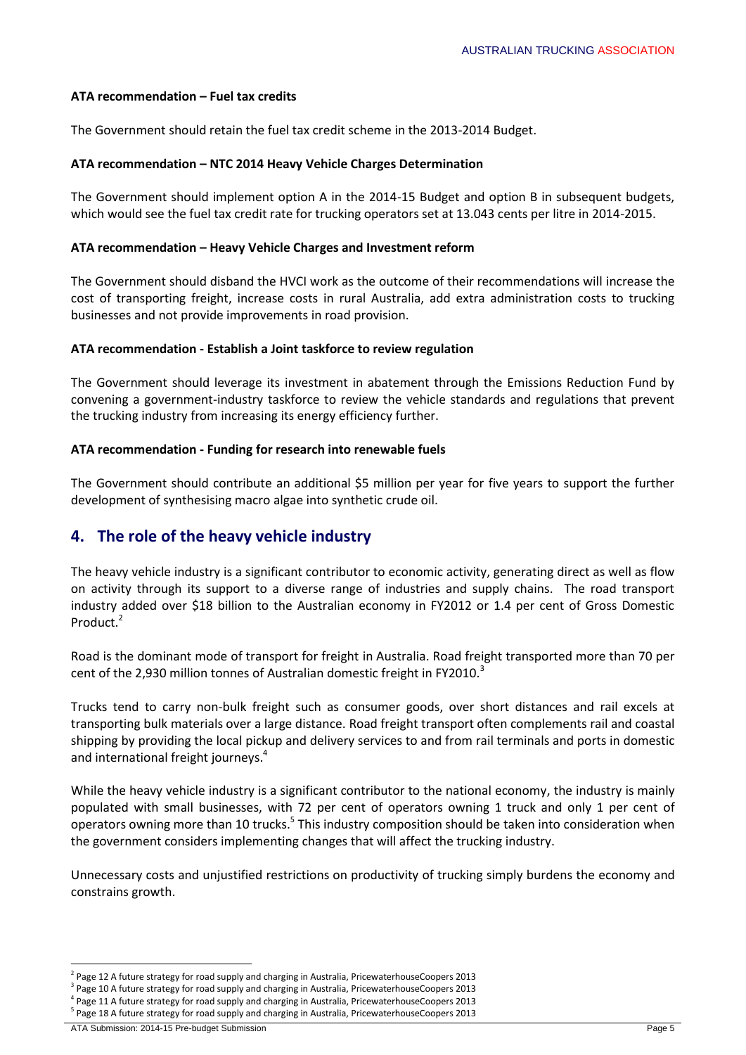**ATA recommendation – Fuel tax credits**

The Government should retain the fuel tax credit scheme in the 2013-2014 Budget.

**ATA recommendation – NTC 2014 Heavy Vehicle Charges Determination**

The Government should implement option A in the 2014-15 Budget and option B in subsequent budgets, which would see the fuel tax credit rate for trucking operators set at 13.043 cents per litre in 2014-2015.

**ATA recommendation – Heavy Vehicle Charges and Investment reform**

The Government should disband the HVCI work as the outcome of their recommendations will increase the cost of transporting freight, increase costs in rural Australia, add extra administration costs to trucking businesses and not provide improvements in road provision.

**ATA recommendation - Establish a Joint taskforce to review regulation**

The Government should leverage its investment in abatement through the Emissions Reduction Fund by convening a government-industry taskforce to review the vehicle standards and regulations that prevent the trucking industry from increasing its energy efficiency further.

**ATA recommendation - Funding for research into renewable fuels**

The Government should contribute an additional $5 million per year for five years to support the further development of synthesising macro algae into synthetic crude oil.

## 4. The role of the heavy vehicle industry

The heavy vehicle industry is a significant contributor to economic activity, generating direct as well as flow on activity through its support to a diverse range of industries and supply chains. The road transport industry added over $18 billion to the Australian economy in FY2012 or 1.4 per cent of Gross Domestic Product.[2]

Road is the dominant mode of transport for freight in Australia. Road freight transported more than 70 per cent of the 2,930 million tonnes of Australian domestic freight in FY2010.[3]

Trucks tend to carry non-bulk freight such as consumer goods, over short distances and rail excels at transporting bulk materials over a large distance. Road freight transport often complements rail and coastal shipping by providing the local pickup and delivery services to and from rail terminals and ports in domestic and international freight journeys.[4]

While the heavy vehicle industry is a significant contributor to the national economy, the industry is mainly populated with small businesses, with 72 per cent of operators owning 1 truck and only 1 per cent of operators owning more than 10 trucks.[5] This industry composition should be taken into consideration when the government considers implementing changes that will affect the trucking industry.

Unnecessary costs and unjustified restrictions on productivity of trucking simply burdens the economy and constrains growth.

---

[2] Page 12 A future strategy for road supply and charging in Australia, PricewaterhouseCoopers 2013

[3] Page 10 A future strategy for road supply and charging in Australia, PricewaterhouseCoopers 2013

[4] Page 11 A future strategy for road supply and charging in Australia, PricewaterhouseCoopers 2013

[5] Page 18 A future strategy for road supply and charging in Australia, PricewaterhouseCoopers 2013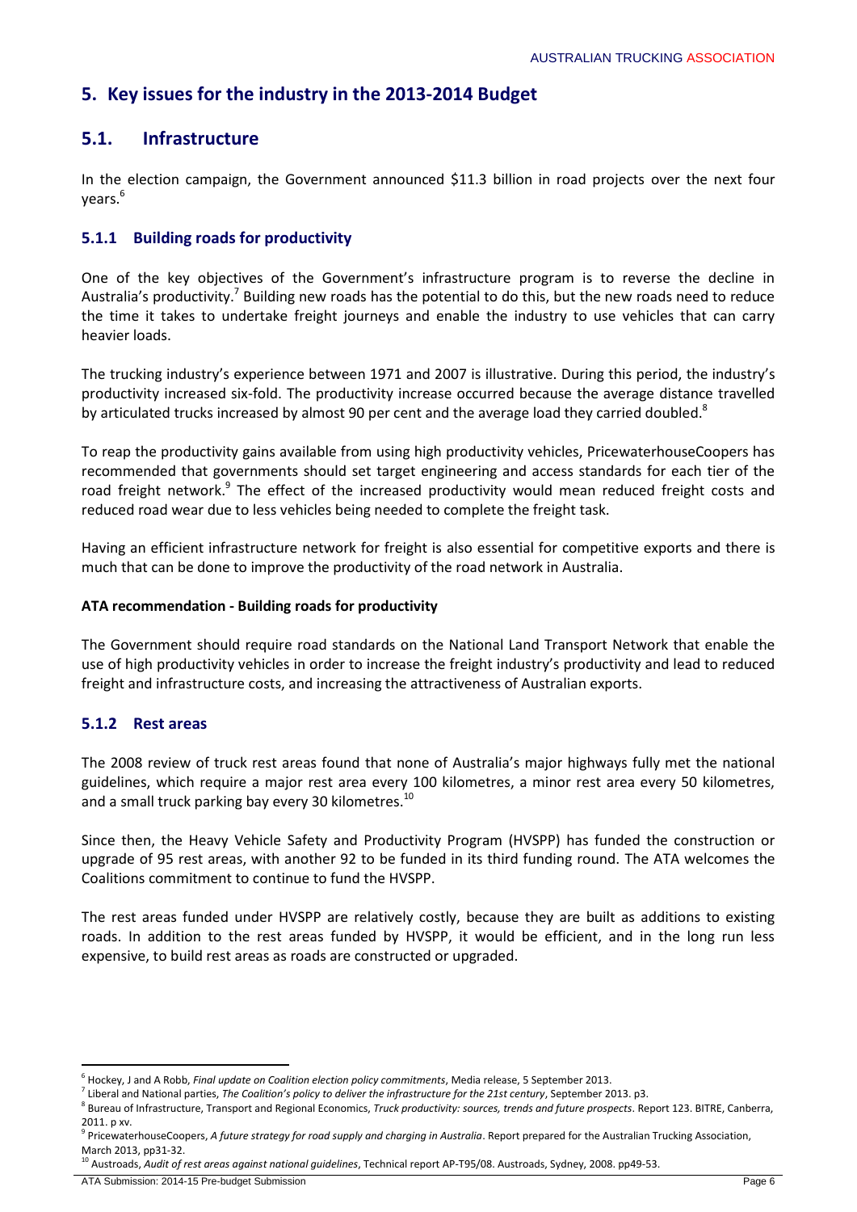## 5. Key issues for the industry in the 2013-2014 Budget

### 5.1. Infrastructure

In the election campaign, the Government announced $11.3 billion in road projects over the next four years.[6]

#### 5.1.1 Building roads for productivity

One of the key objectives of the Government's infrastructure program is to reverse the decline in Australia's productivity.[7] Building new roads has the potential to do this, but the new roads need to reduce the time it takes to undertake freight journeys and enable the industry to use vehicles that can carry heavier loads.

The trucking industry's experience between 1971 and 2007 is illustrative. During this period, the industry's productivity increased six-fold. The productivity increase occurred because the average distance travelled by articulated trucks increased by almost 90 per cent and the average load they carried doubled.[8]

To reap the productivity gains available from using high productivity vehicles, PricewaterhouseCoopers has recommended that governments should set target engineering and access standards for each tier of the road freight network.[9] The effect of the increased productivity would mean reduced freight costs and reduced road wear due to less vehicles being needed to complete the freight task.

Having an efficient infrastructure network for freight is also essential for competitive exports and there is much that can be done to improve the productivity of the road network in Australia.

**ATA recommendation - Building roads for productivity**

The Government should require road standards on the National Land Transport Network that enable the use of high productivity vehicles in order to increase the freight industry's productivity and lead to reduced freight and infrastructure costs, and increasing the attractiveness of Australian exports.

#### 5.1.2 Rest areas

The 2008 review of truck rest areas found that none of Australia's major highways fully met the national guidelines, which require a major rest area every 100 kilometres, a minor rest area every 50 kilometres, and a small truck parking bay every 30 kilometres.[10]

Since then, the Heavy Vehicle Safety and Productivity Program (HVSPP) has funded the construction or upgrade of 95 rest areas, with another 92 to be funded in its third funding round. The ATA welcomes the Coalitions commitment to continue to fund the HVSPP.

The rest areas funded under HVSPP are relatively costly, because they are built as additions to existing roads. In addition to the rest areas funded by HVSPP, it would be efficient, and in the long run less expensive, to build rest areas as roads are constructed or upgraded.

---

[6] Hockey, J and A Robb, *Final update on Coalition election policy commitments*, Media release, 5 September 2013.

[7] Liberal and National parties, *The Coalition's policy to deliver the infrastructure for the 21st century*, September 2013. p3.

[8] Bureau of Infrastructure, Transport and Regional Economics, *Truck productivity: sources, trends and future prospects*. Report 123. BITRE, Canberra, 2011. p xv.

[9] PricewaterhouseCoopers, *A future strategy for road supply and charging in Australia*. Report prepared for the Australian Trucking Association, March 2013, pp31-32.

[10] Austroads, *Audit of rest areas against national guidelines*, Technical report AP-T95/08. Austroads, Sydney, 2008. pp49-53.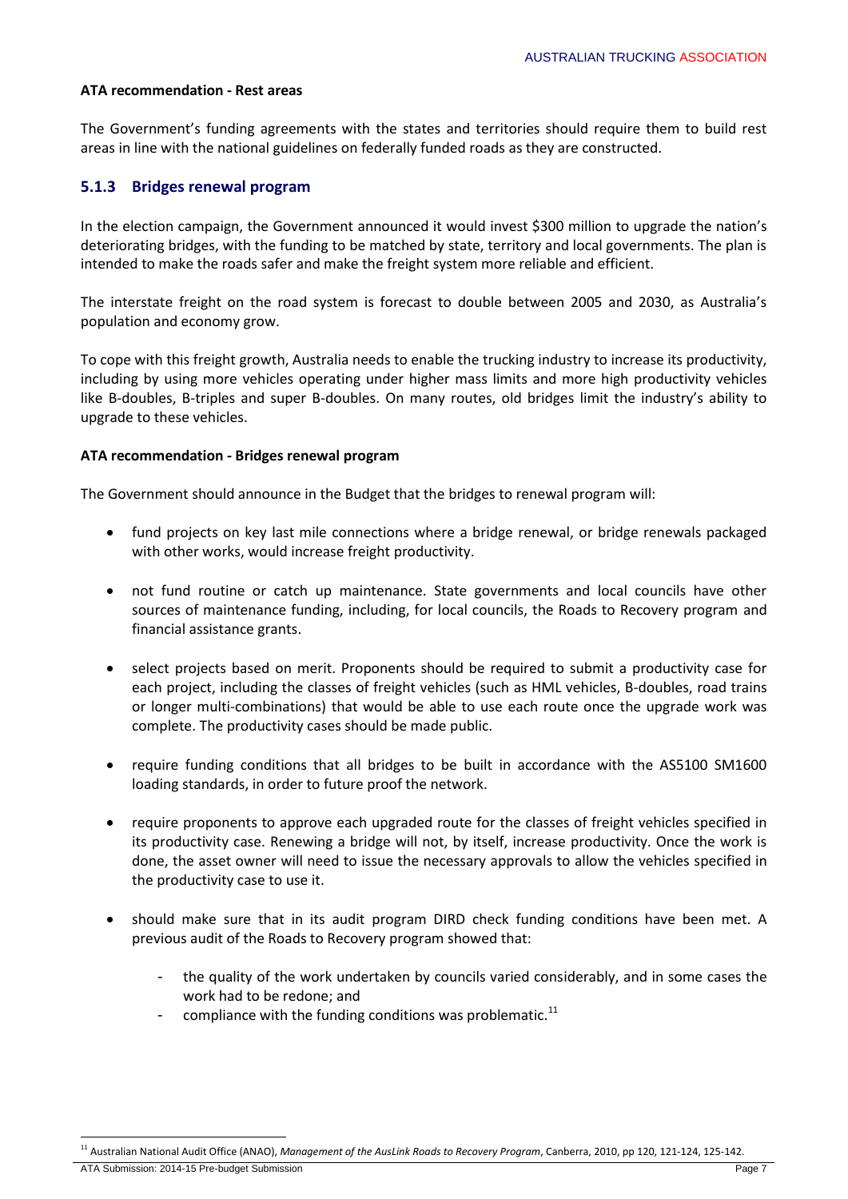**ATA recommendation - Rest areas**

The Government's funding agreements with the states and territories should require them to build rest areas in line with the national guidelines on federally funded roads as they are constructed.

### 5.1.3 Bridges renewal program

In the election campaign, the Government announced it would invest $300 million to upgrade the nation's deteriorating bridges, with the funding to be matched by state, territory and local governments. The plan is intended to make the roads safer and make the freight system more reliable and efficient.

The interstate freight on the road system is forecast to double between 2005 and 2030, as Australia's population and economy grow.

To cope with this freight growth, Australia needs to enable the trucking industry to increase its productivity, including by using more vehicles operating under higher mass limits and more high productivity vehicles like B-doubles, B-triples and super B-doubles. On many routes, old bridges limit the industry's ability to upgrade to these vehicles.

**ATA recommendation - Bridges renewal program**

The Government should announce in the Budget that the bridges to renewal program will:

- fund projects on key last mile connections where a bridge renewal, or bridge renewals packaged with other works, would increase freight productivity.
- not fund routine or catch up maintenance. State governments and local councils have other sources of maintenance funding, including, for local councils, the Roads to Recovery program and financial assistance grants.
- select projects based on merit. Proponents should be required to submit a productivity case for each project, including the classes of freight vehicles (such as HML vehicles, B-doubles, road trains or longer multi-combinations) that would be able to use each route once the upgrade work was complete. The productivity cases should be made public.
- require funding conditions that all bridges to be built in accordance with the AS5100 SM1600 loading standards, in order to future proof the network.
- require proponents to approve each upgraded route for the classes of freight vehicles specified in its productivity case. Renewing a bridge will not, by itself, increase productivity. Once the work is done, the asset owner will need to issue the necessary approvals to allow the vehicles specified in the productivity case to use it.
- should make sure that in its audit program DIRD check funding conditions have been met. A previous audit of the Roads to Recovery program showed that:
    - the quality of the work undertaken by councils varied considerably, and in some cases the work had to be redone; and
    - compliance with the funding conditions was problematic.[11]

[11] Australian National Audit Office (ANAO), *Management of the AusLink Roads to Recovery Program*, Canberra, 2010, pp 120, 121-124, 125-142.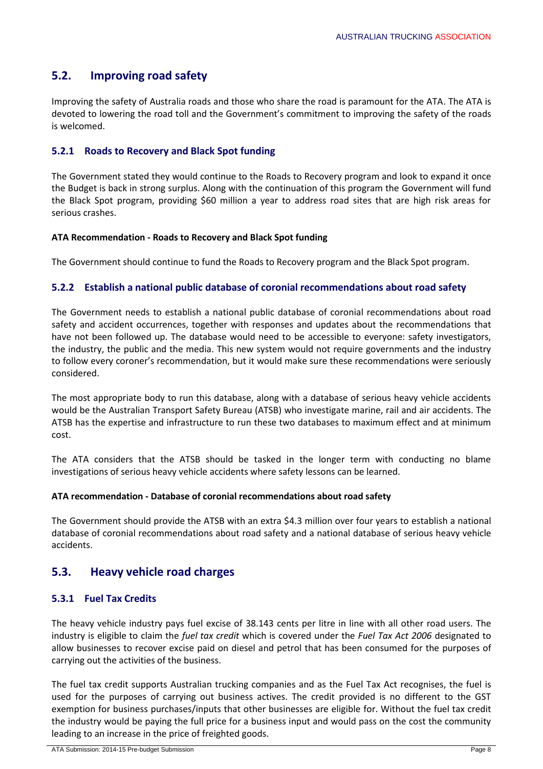## 5.2. Improving road safety

Improving the safety of Australia roads and those who share the road is paramount for the ATA. The ATA is devoted to lowering the road toll and the Government's commitment to improving the safety of the roads is welcomed.

### 5.2.1 Roads to Recovery and Black Spot funding

The Government stated they would continue to the Roads to Recovery program and look to expand it once the Budget is back in strong surplus. Along with the continuation of this program the Government will fund the Black Spot program, providing $60 million a year to address road sites that are high risk areas for serious crashes.

**ATA Recommendation - Roads to Recovery and Black Spot funding**

The Government should continue to fund the Roads to Recovery program and the Black Spot program.

### 5.2.2 Establish a national public database of coronial recommendations about road safety

The Government needs to establish a national public database of coronial recommendations about road safety and accident occurrences, together with responses and updates about the recommendations that have not been followed up. The database would need to be accessible to everyone: safety investigators, the industry, the public and the media. This new system would not require governments and the industry to follow every coroner's recommendation, but it would make sure these recommendations were seriously considered.

The most appropriate body to run this database, along with a database of serious heavy vehicle accidents would be the Australian Transport Safety Bureau (ATSB) who investigate marine, rail and air accidents. The ATSB has the expertise and infrastructure to run these two databases to maximum effect and at minimum cost.

The ATA considers that the ATSB should be tasked in the longer term with conducting no blame investigations of serious heavy vehicle accidents where safety lessons can be learned.

**ATA recommendation - Database of coronial recommendations about road safety**

The Government should provide the ATSB with an extra $4.3 million over four years to establish a national database of coronial recommendations about road safety and a national database of serious heavy vehicle accidents.

## 5.3. Heavy vehicle road charges

### 5.3.1 Fuel Tax Credits

The heavy vehicle industry pays fuel excise of 38.143 cents per litre in line with all other road users. The industry is eligible to claim the *fuel tax credit* which is covered under the *Fuel Tax Act 2006* designated to allow businesses to recover excise paid on diesel and petrol that has been consumed for the purposes of carrying out the activities of the business.

The fuel tax credit supports Australian trucking companies and as the Fuel Tax Act recognises, the fuel is used for the purposes of carrying out business actives. The credit provided is no different to the GST exemption for business purchases/inputs that other businesses are eligible for. Without the fuel tax credit the industry would be paying the full price for a business input and would pass on the cost the community leading to an increase in the price of freighted goods.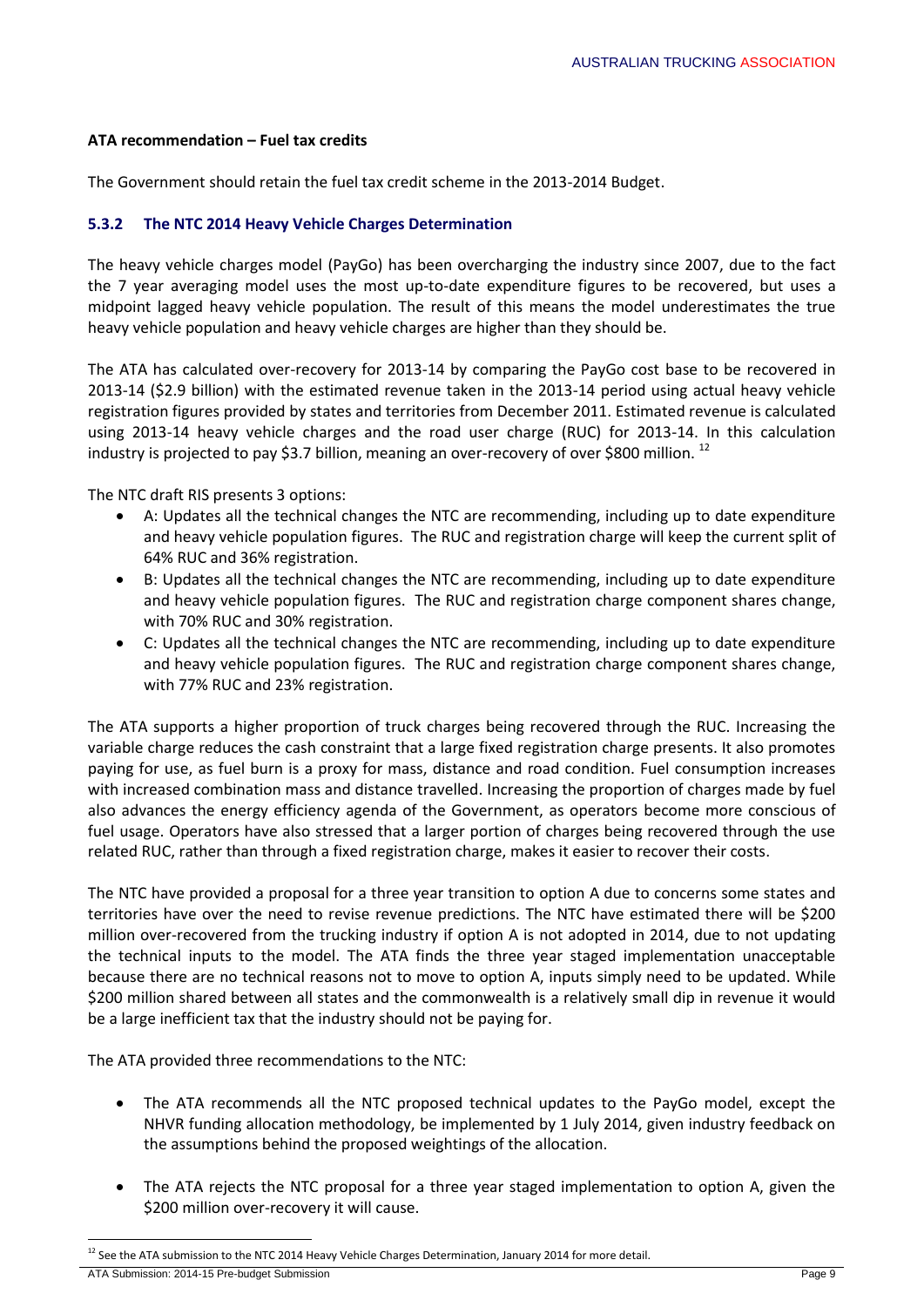**ATA recommendation – Fuel tax credits**

The Government should retain the fuel tax credit scheme in the 2013-2014 Budget.

### 5.3.2 The NTC 2014 Heavy Vehicle Charges Determination

The heavy vehicle charges model (PayGo) has been overcharging the industry since 2007, due to the fact the 7 year averaging model uses the most up-to-date expenditure figures to be recovered, but uses a midpoint lagged heavy vehicle population. The result of this means the model underestimates the true heavy vehicle population and heavy vehicle charges are higher than they should be.

The ATA has calculated over-recovery for 2013-14 by comparing the PayGo cost base to be recovered in 2013-14 ($2.9 billion) with the estimated revenue taken in the 2013-14 period using actual heavy vehicle registration figures provided by states and territories from December 2011. Estimated revenue is calculated using 2013-14 heavy vehicle charges and the road user charge (RUC) for 2013-14. In this calculation industry is projected to pay $3.7 billion, meaning an over-recovery of over $800 million. [12]

The NTC draft RIS presents 3 options:

- A: Updates all the technical changes the NTC are recommending, including up to date expenditure and heavy vehicle population figures. The RUC and registration charge will keep the current split of 64% RUC and 36% registration.
- B: Updates all the technical changes the NTC are recommending, including up to date expenditure and heavy vehicle population figures. The RUC and registration charge component shares change, with 70% RUC and 30% registration.
- C: Updates all the technical changes the NTC are recommending, including up to date expenditure and heavy vehicle population figures. The RUC and registration charge component shares change, with 77% RUC and 23% registration.

The ATA supports a higher proportion of truck charges being recovered through the RUC. Increasing the variable charge reduces the cash constraint that a large fixed registration charge presents. It also promotes paying for use, as fuel burn is a proxy for mass, distance and road condition. Fuel consumption increases with increased combination mass and distance travelled. Increasing the proportion of charges made by fuel also advances the energy efficiency agenda of the Government, as operators become more conscious of fuel usage. Operators have also stressed that a larger portion of charges being recovered through the use related RUC, rather than through a fixed registration charge, makes it easier to recover their costs.

The NTC have provided a proposal for a three year transition to option A due to concerns some states and territories have over the need to revise revenue predictions. The NTC have estimated there will be $200 million over-recovered from the trucking industry if option A is not adopted in 2014, due to not updating the technical inputs to the model. The ATA finds the three year staged implementation unacceptable because there are no technical reasons not to move to option A, inputs simply need to be updated. While $200 million shared between all states and the commonwealth is a relatively small dip in revenue it would be a large inefficient tax that the industry should not be paying for.

The ATA provided three recommendations to the NTC:

- The ATA recommends all the NTC proposed technical updates to the PayGo model, except the NHVR funding allocation methodology, be implemented by 1 July 2014, given industry feedback on the assumptions behind the proposed weightings of the allocation.
- The ATA rejects the NTC proposal for a three year staged implementation to option A, given the $200 million over-recovery it will cause.

[12] See the ATA submission to the NTC 2014 Heavy Vehicle Charges Determination, January 2014 for more detail.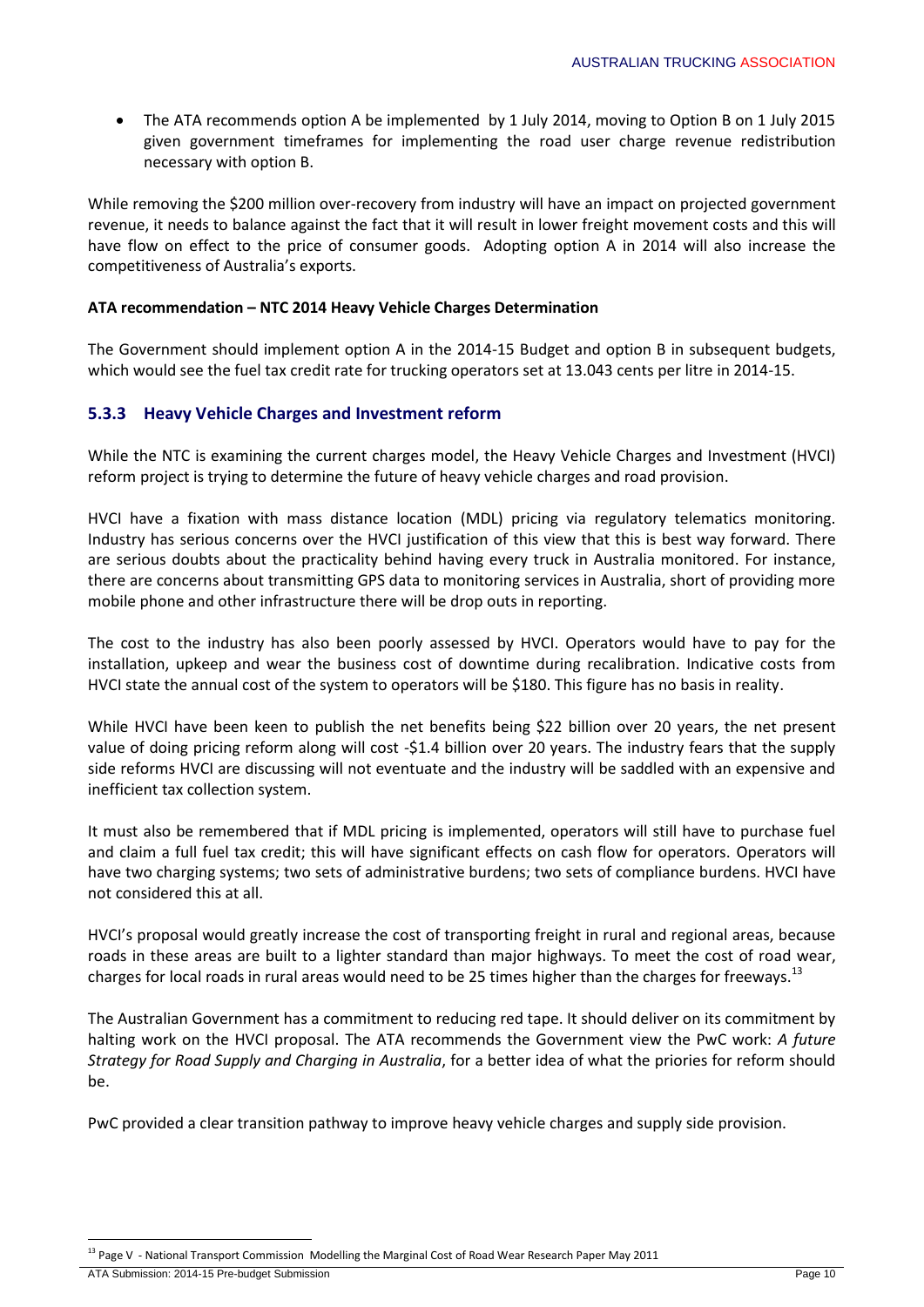- The ATA recommends option A be implemented by 1 July 2014, moving to Option B on 1 July 2015 given government timeframes for implementing the road user charge revenue redistribution necessary with option B.

While removing the $200 million over-recovery from industry will have an impact on projected government revenue, it needs to balance against the fact that it will result in lower freight movement costs and this will have flow on effect to the price of consumer goods. Adopting option A in 2014 will also increase the competitiveness of Australia's exports.

**ATA recommendation – NTC 2014 Heavy Vehicle Charges Determination**

The Government should implement option A in the 2014-15 Budget and option B in subsequent budgets, which would see the fuel tax credit rate for trucking operators set at 13.043 cents per litre in 2014-15.

### 5.3.3 Heavy Vehicle Charges and Investment reform

While the NTC is examining the current charges model, the Heavy Vehicle Charges and Investment (HVCI) reform project is trying to determine the future of heavy vehicle charges and road provision.

HVCI have a fixation with mass distance location (MDL) pricing via regulatory telematics monitoring. Industry has serious concerns over the HVCI justification of this view that this is best way forward. There are serious doubts about the practicality behind having every truck in Australia monitored. For instance, there are concerns about transmitting GPS data to monitoring services in Australia, short of providing more mobile phone and other infrastructure there will be drop outs in reporting.

The cost to the industry has also been poorly assessed by HVCI. Operators would have to pay for the installation, upkeep and wear the business cost of downtime during recalibration. Indicative costs from HVCI state the annual cost of the system to operators will be $180. This figure has no basis in reality.

While HVCI have been keen to publish the net benefits being $22 billion over 20 years, the net present value of doing pricing reform along will cost -$1.4 billion over 20 years. The industry fears that the supply side reforms HVCI are discussing will not eventuate and the industry will be saddled with an expensive and inefficient tax collection system.

It must also be remembered that if MDL pricing is implemented, operators will still have to purchase fuel and claim a full fuel tax credit; this will have significant effects on cash flow for operators. Operators will have two charging systems; two sets of administrative burdens; two sets of compliance burdens. HVCI have not considered this at all.

HVCI's proposal would greatly increase the cost of transporting freight in rural and regional areas, because roads in these areas are built to a lighter standard than major highways. To meet the cost of road wear, charges for local roads in rural areas would need to be 25 times higher than the charges for freeways.[13]

The Australian Government has a commitment to reducing red tape. It should deliver on its commitment by halting work on the HVCI proposal. The ATA recommends the Government view the PwC work: *A future Strategy for Road Supply and Charging in Australia*, for a better idea of what the priories for reform should be.

PwC provided a clear transition pathway to improve heavy vehicle charges and supply side provision.

[13] Page V - National Transport Commission Modelling the Marginal Cost of Road Wear Research Paper May 2011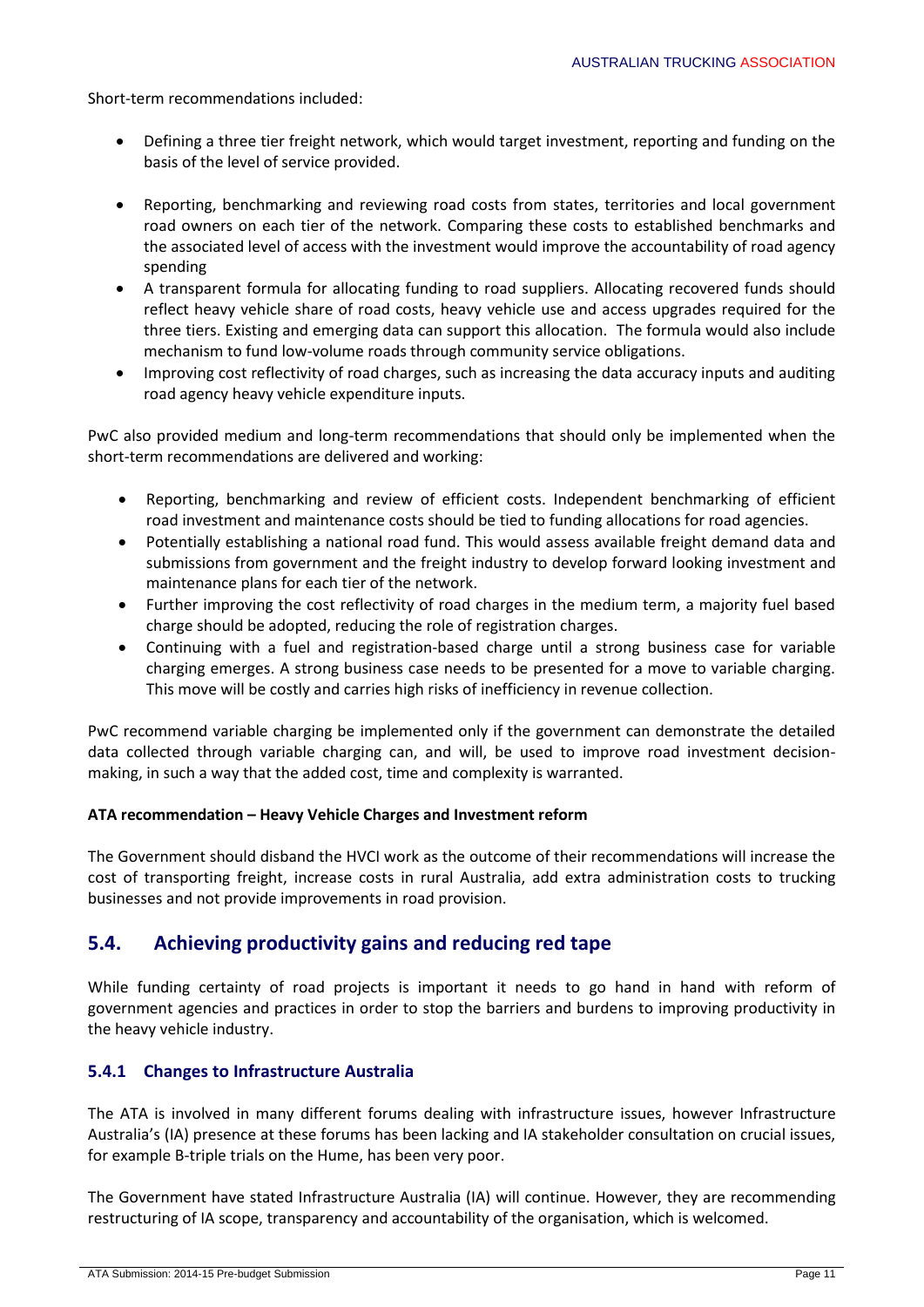Short-term recommendations included:

- Defining a three tier freight network, which would target investment, reporting and funding on the basis of the level of service provided.
- Reporting, benchmarking and reviewing road costs from states, territories and local government road owners on each tier of the network. Comparing these costs to established benchmarks and the associated level of access with the investment would improve the accountability of road agency spending
- A transparent formula for allocating funding to road suppliers. Allocating recovered funds should reflect heavy vehicle share of road costs, heavy vehicle use and access upgrades required for the three tiers. Existing and emerging data can support this allocation. The formula would also include mechanism to fund low-volume roads through community service obligations.
- Improving cost reflectivity of road charges, such as increasing the data accuracy inputs and auditing road agency heavy vehicle expenditure inputs.

PwC also provided medium and long-term recommendations that should only be implemented when the short-term recommendations are delivered and working:

- Reporting, benchmarking and review of efficient costs. Independent benchmarking of efficient road investment and maintenance costs should be tied to funding allocations for road agencies.
- Potentially establishing a national road fund. This would assess available freight demand data and submissions from government and the freight industry to develop forward looking investment and maintenance plans for each tier of the network.
- Further improving the cost reflectivity of road charges in the medium term, a majority fuel based charge should be adopted, reducing the role of registration charges.
- Continuing with a fuel and registration-based charge until a strong business case for variable charging emerges. A strong business case needs to be presented for a move to variable charging. This move will be costly and carries high risks of inefficiency in revenue collection.

PwC recommend variable charging be implemented only if the government can demonstrate the detailed data collected through variable charging can, and will, be used to improve road investment decision-making, in such a way that the added cost, time and complexity is warranted.

**ATA recommendation – Heavy Vehicle Charges and Investment reform**

The Government should disband the HVCI work as the outcome of their recommendations will increase the cost of transporting freight, increase costs in rural Australia, add extra administration costs to trucking businesses and not provide improvements in road provision.

## 5.4. Achieving productivity gains and reducing red tape

While funding certainty of road projects is important it needs to go hand in hand with reform of government agencies and practices in order to stop the barriers and burdens to improving productivity in the heavy vehicle industry.

### 5.4.1 Changes to Infrastructure Australia

The ATA is involved in many different forums dealing with infrastructure issues, however Infrastructure Australia's (IA) presence at these forums has been lacking and IA stakeholder consultation on crucial issues, for example B-triple trials on the Hume, has been very poor.

The Government have stated Infrastructure Australia (IA) will continue. However, they are recommending restructuring of IA scope, transparency and accountability of the organisation, which is welcomed.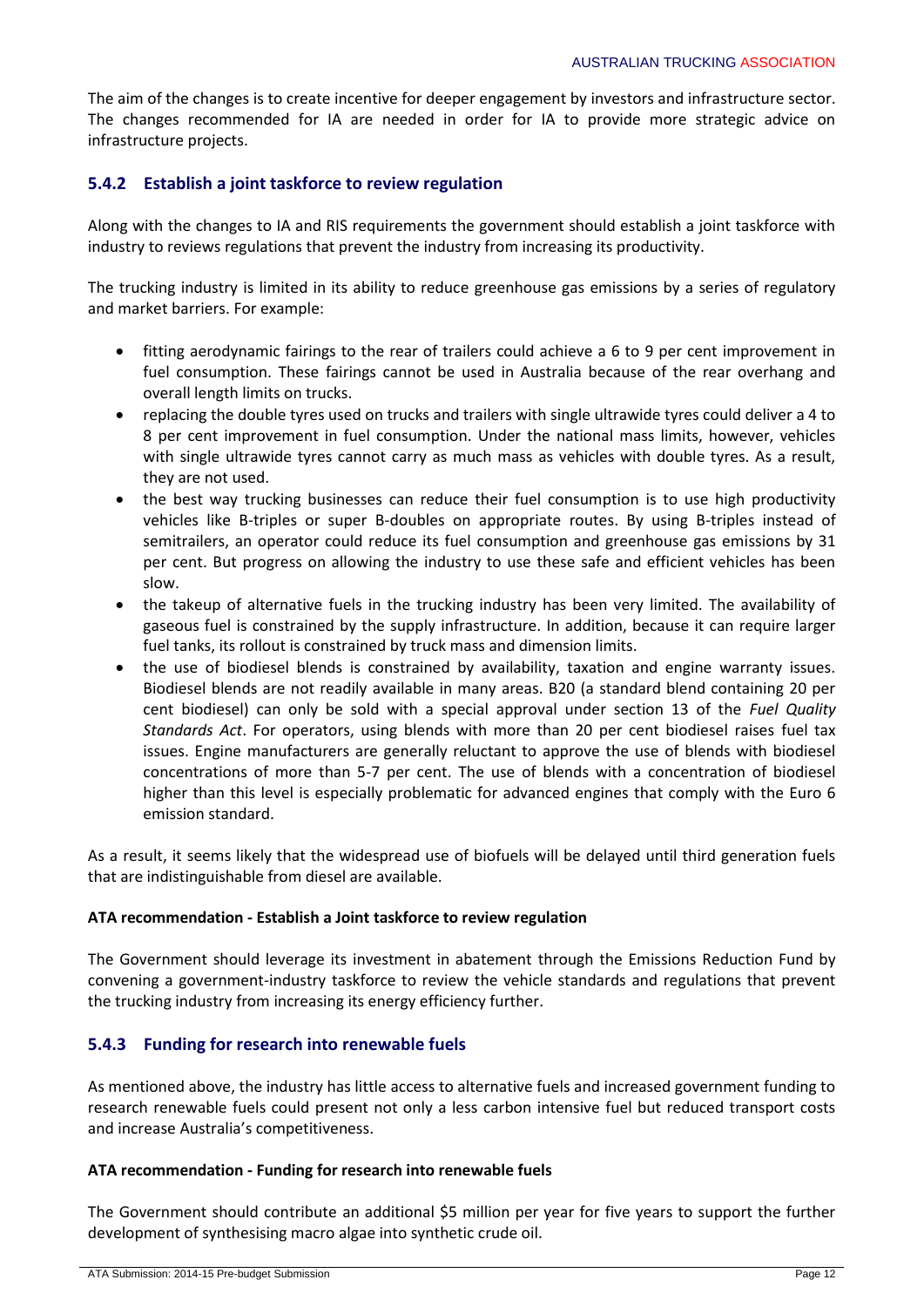The aim of the changes is to create incentive for deeper engagement by investors and infrastructure sector. The changes recommended for IA are needed in order for IA to provide more strategic advice on infrastructure projects.

### 5.4.2 Establish a joint taskforce to review regulation

Along with the changes to IA and RIS requirements the government should establish a joint taskforce with industry to reviews regulations that prevent the industry from increasing its productivity.

The trucking industry is limited in its ability to reduce greenhouse gas emissions by a series of regulatory and market barriers. For example:

- fitting aerodynamic fairings to the rear of trailers could achieve a 6 to 9 per cent improvement in fuel consumption. These fairings cannot be used in Australia because of the rear overhang and overall length limits on trucks.
- replacing the double tyres used on trucks and trailers with single ultrawide tyres could deliver a 4 to 8 per cent improvement in fuel consumption. Under the national mass limits, however, vehicles with single ultrawide tyres cannot carry as much mass as vehicles with double tyres. As a result, they are not used.
- the best way trucking businesses can reduce their fuel consumption is to use high productivity vehicles like B-triples or super B-doubles on appropriate routes. By using B-triples instead of semitrailers, an operator could reduce its fuel consumption and greenhouse gas emissions by 31 per cent. But progress on allowing the industry to use these safe and efficient vehicles has been slow.
- the takeup of alternative fuels in the trucking industry has been very limited. The availability of gaseous fuel is constrained by the supply infrastructure. In addition, because it can require larger fuel tanks, its rollout is constrained by truck mass and dimension limits.
- the use of biodiesel blends is constrained by availability, taxation and engine warranty issues. Biodiesel blends are not readily available in many areas. B20 (a standard blend containing 20 per cent biodiesel) can only be sold with a special approval under section 13 of the *Fuel Quality Standards Act*. For operators, using blends with more than 20 per cent biodiesel raises fuel tax issues. Engine manufacturers are generally reluctant to approve the use of blends with biodiesel concentrations of more than 5-7 per cent. The use of blends with a concentration of biodiesel higher than this level is especially problematic for advanced engines that comply with the Euro 6 emission standard.

As a result, it seems likely that the widespread use of biofuels will be delayed until third generation fuels that are indistinguishable from diesel are available.

**ATA recommendation - Establish a Joint taskforce to review regulation**

The Government should leverage its investment in abatement through the Emissions Reduction Fund by convening a government-industry taskforce to review the vehicle standards and regulations that prevent the trucking industry from increasing its energy efficiency further.

### 5.4.3 Funding for research into renewable fuels

As mentioned above, the industry has little access to alternative fuels and increased government funding to research renewable fuels could present not only a less carbon intensive fuel but reduced transport costs and increase Australia's competitiveness.

**ATA recommendation - Funding for research into renewable fuels**

The Government should contribute an additional $5 million per year for five years to support the further development of synthesising macro algae into synthetic crude oil.